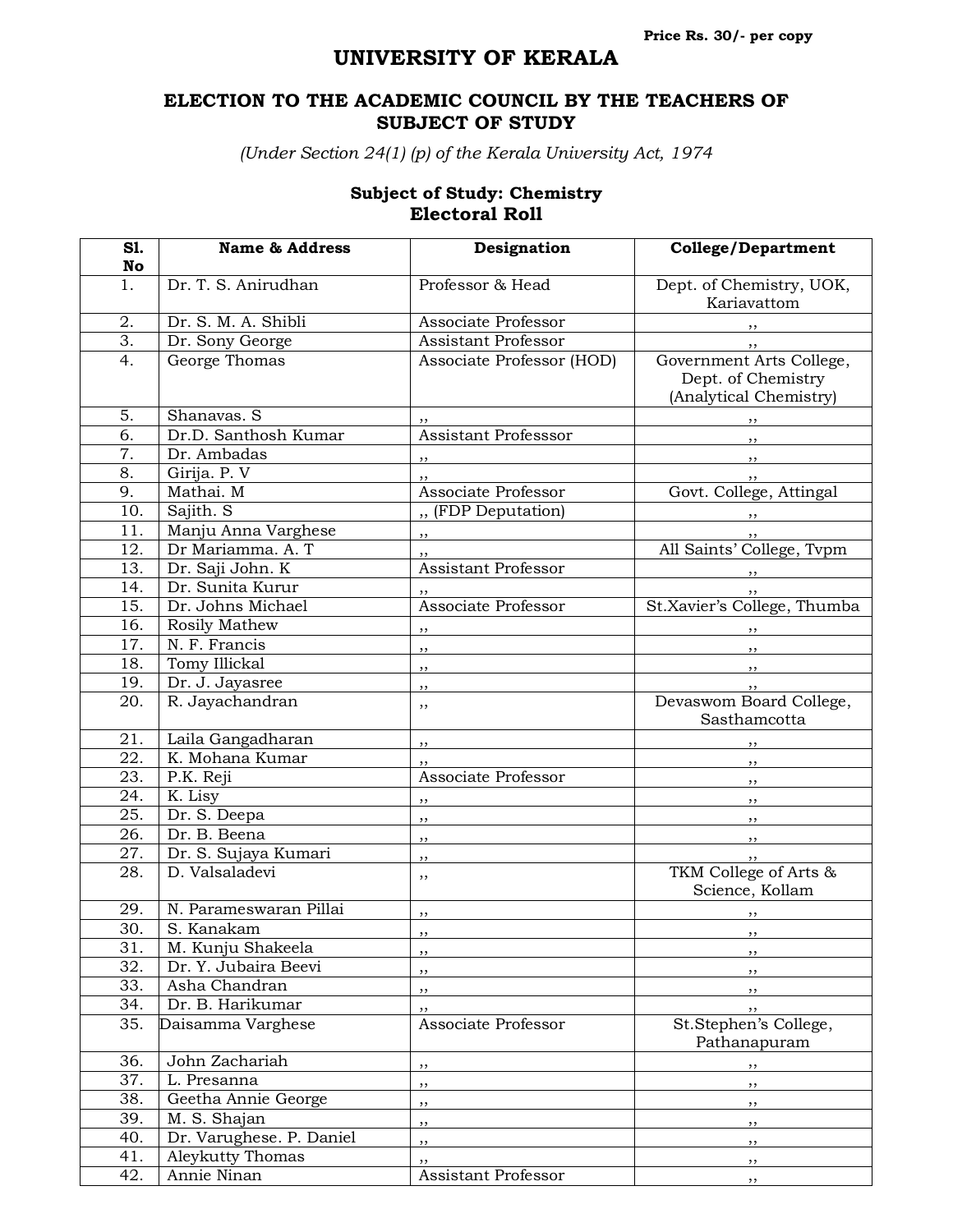Price Rs. 30/- per copy

# UNIVERSITY OF KERALA

## ELECTION TO THE ACADEMIC COUNCIL BY THE TEACHERS OF SUBJECT OF STUDY

*(Under Section 24(1) (p) of the Kerala University Act, 1974*

### Subject of Study: Chemistry
### Electoral Roll

| Sl. No | Name & Address | Designation | College/Department |
|---|---|---|---|
| 1. | Dr. T. S. Anirudhan | Professor & Head | Dept. of Chemistry, UOK, Kariavattom |
| 2. | Dr. S. M. A. Shibli | Associate Professor | ,, |
| 3. | Dr. Sony George | Assistant Professor | ,, |
| 4. | George Thomas | Associate Professor (HOD) | Government Arts College, Dept. of Chemistry (Analytical Chemistry) |
| 5. | Shanavas. S | ,, | ,, |
| 6. | Dr.D. Santhosh Kumar | Assistant Professsor | ,, |
| 7. | Dr. Ambadas | ,, | ,, |
| 8. | Girija. P. V | ,, | ,, |
| 9. | Mathai. M | Associate Professor | Govt. College, Attingal |
| 10. | Sajith. S | ,, (FDP Deputation) | ,, |
| 11. | Manju Anna Varghese | ,, | ,, |
| 12. | Dr Mariamma. A. T | ,, | All Saints' College, Tvpm |
| 13. | Dr. Saji John. K | Assistant Professor | ,, |
| 14. | Dr. Sunita Kurur | ,, | ,, |
| 15. | Dr. Johns Michael | Associate Professor | St.Xavier's College, Thumba |
| 16. | Rosily Mathew | ,, | ,, |
| 17. | N. F. Francis | ,, | ,, |
| 18. | Tomy Illickal | ,, | ,, |
| 19. | Dr. J. Jayasree | ,, | ,, |
| 20. | R. Jayachandran | ,, | Devaswom Board College, Sasthamcotta |
| 21. | Laila Gangadharan | ,, | ,, |
| 22. | K. Mohana Kumar | ,, | ,, |
| 23. | P.K. Reji | Associate Professor | ,, |
| 24. | K. Lisy | ,, | ,, |
| 25. | Dr. S. Deepa | ,, | ,, |
| 26. | Dr. B. Beena | ,, | ,, |
| 27. | Dr. S. Sujaya Kumari | ,, | ,, |
| 28. | D. Valsaladevi | ,, | TKM College of Arts & Science, Kollam |
| 29. | N. Parameswaran Pillai | ,, | ,, |
| 30. | S. Kanakam | ,, | ,, |
| 31. | M. Kunju Shakeela | ,, | ,, |
| 32. | Dr. Y. Jubaira Beevi | ,, | ,, |
| 33. | Asha Chandran | ,, | ,, |
| 34. | Dr. B. Harikumar | ,, | ,, |
| 35. | Daisamma Varghese | Associate Professor | St.Stephen's College, Pathanapuram |
| 36. | John Zachariah | ,, | ,, |
| 37. | L. Presanna | ,, | ,, |
| 38. | Geetha Annie George | ,, | ,, |
| 39. | M. S. Shajan | ,, | ,, |
| 40. | Dr. Varughese. P. Daniel | ,, | ,, |
| 41. | Aleykutty Thomas | ,, | ,, |
| 42. | Annie Ninan | Assistant Professor | ,, |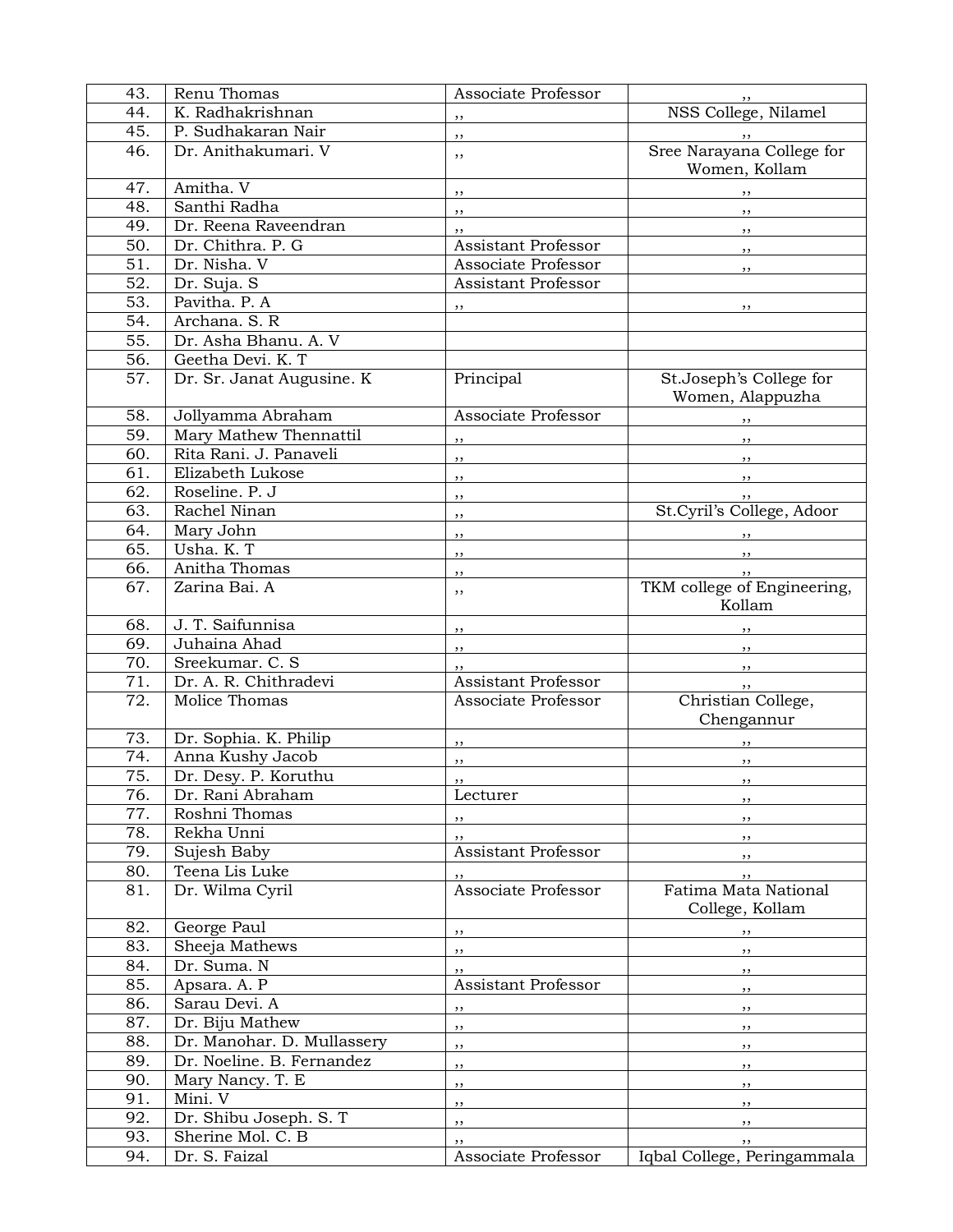| 43. | Renu Thomas | Associate Professor | ,, |
|---|---|---|---|
| 44. | K. Radhakrishnan | ,, | NSS College, Nilamel |
| 45. | P. Sudhakaran Nair | ,, | ,, |
| 46. | Dr. Anithakumari. V | ,, | Sree Narayana College for Women, Kollam |
| 47. | Amitha. V | ,, | ,, |
| 48. | Santhi Radha | ,, | ,, |
| 49. | Dr. Reena Raveendran | ,, | ,, |
| 50. | Dr. Chithra. P. G | Assistant Professor | ,, |
| 51. | Dr. Nisha. V | Associate Professor | ,, |
| 52. | Dr. Suja. S | Assistant Professor | |
| 53. | Pavitha. P. A | ,, | ,, |
| 54. | Archana. S. R | | |
| 55. | Dr. Asha Bhanu. A. V | | |
| 56. | Geetha Devi. K. T | | |
| 57. | Dr. Sr. Janat Augusine. K | Principal | St.Joseph's College for Women, Alappuzha |
| 58. | Jollyamma Abraham | Associate Professor | ,, |
| 59. | Mary Mathew Thennattil | ,, | ,, |
| 60. | Rita Rani. J. Panaveli | ,, | ,, |
| 61. | Elizabeth Lukose | ,, | ,, |
| 62. | Roseline. P. J | ,, | ,, |
| 63. | Rachel Ninan | ,, | St.Cyril's College, Adoor |
| 64. | Mary John | ,, | ,, |
| 65. | Usha. K. T | ,, | ,, |
| 66. | Anitha Thomas | ,, | ,, |
| 67. | Zarina Bai. A | ,, | TKM college of Engineering, Kollam |
| 68. | J. T. Saifunnisa | ,, | ,, |
| 69. | Juhaina Ahad | ,, | ,, |
| 70. | Sreekumar. C. S | ,, | ,, |
| 71. | Dr. A. R. Chithradevi | Assistant Professor | ,, |
| 72. | Molice Thomas | Associate Professor | Christian College, Chengannur |
| 73. | Dr. Sophia. K. Philip | ,, | ,, |
| 74. | Anna Kushy Jacob | ,, | ,, |
| 75. | Dr. Desy. P. Koruthu | ,, | ,, |
| 76. | Dr. Rani Abraham | Lecturer | ,, |
| 77. | Roshni Thomas | ,, | ,, |
| 78. | Rekha Unni | ,, | ,, |
| 79. | Sujesh Baby | Assistant Professor | ,, |
| 80. | Teena Lis Luke | ,, | ,, |
| 81. | Dr. Wilma Cyril | Associate Professor | Fatima Mata National College, Kollam |
| 82. | George Paul | ,, | ,, |
| 83. | Sheeja Mathews | ,, | ,, |
| 84. | Dr. Suma. N | ,, | ,, |
| 85. | Apsara. A. P | Assistant Professor | ,, |
| 86. | Sarau Devi. A | ,, | ,, |
| 87. | Dr. Biju Mathew | ,, | ,, |
| 88. | Dr. Manohar. D. Mullassery | ,, | ,, |
| 89. | Dr. Noeline. B. Fernandez | ,, | ,, |
| 90. | Mary Nancy. T. E | ,, | ,, |
| 91. | Mini. V | ,, | ,, |
| 92. | Dr. Shibu Joseph. S. T | ,, | ,, |
| 93. | Sherine Mol. C. B | ,, | ,, |
| 94. | Dr. S. Faizal | Associate Professor | Iqbal College, Peringammala |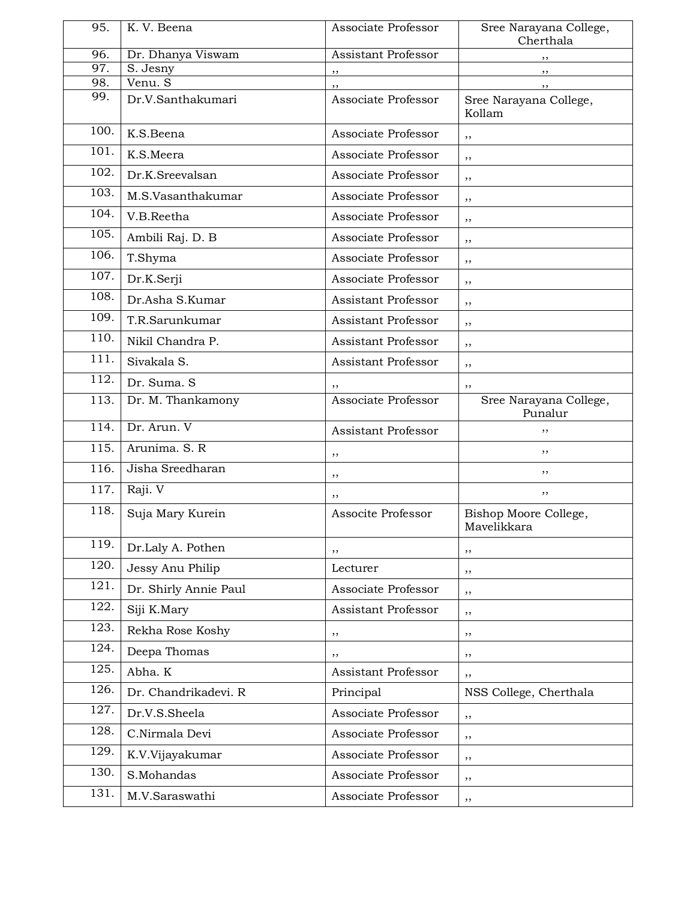| 95. | K. V. Beena | Associate Professor | Sree Narayana College, Cherthala |
|---|---|---|---|
| 96. | Dr. Dhanya Viswam | Assistant Professor | ,, |
| 97. | S. Jesny | ,, | ,, |
| 98. | Venu. S | ,, | ,, |
| 99. | Dr.V.Santhakumari | Associate Professor | Sree Narayana College, Kollam |
| 100. | K.S.Beena | Associate Professor | ,, |
| 101. | K.S.Meera | Associate Professor | ,, |
| 102. | Dr.K.Sreevalsan | Associate Professor | ,, |
| 103. | M.S.Vasanthakumar | Associate Professor | ,, |
| 104. | V.B.Reetha | Associate Professor | ,, |
| 105. | Ambili Raj. D. B | Associate Professor | ,, |
| 106. | T.Shyma | Associate Professor | ,, |
| 107. | Dr.K.Serji | Associate Professor | ,, |
| 108. | Dr.Asha S.Kumar | Assistant Professor | ,, |
| 109. | T.R.Sarunkumar | Assistant Professor | ,, |
| 110. | Nikil Chandra P. | Assistant Professor | ,, |
| 111. | Sivakala S. | Assistant Professor | ,, |
| 112. | Dr. Suma. S | ,, | ,, |
| 113. | Dr. M. Thankamony | Associate Professor | Sree Narayana College, Punalur |
| 114. | Dr. Arun. V | Assistant Professor | ,, |
| 115. | Arunima. S. R | ,, | ,, |
| 116. | Jisha Sreedharan | ,, | ,, |
| 117. | Raji. V | ,, | ,, |
| 118. | Suja Mary Kurein | Associte Professor | Bishop Moore College, Mavelikkara |
| 119. | Dr.Laly A. Pothen | ,, | ,, |
| 120. | Jessy Anu Philip | Lecturer | ,, |
| 121. | Dr. Shirly Annie Paul | Associate Professor | ,, |
| 122. | Siji K.Mary | Assistant Professor | ,, |
| 123. | Rekha Rose Koshy | ,, | ,, |
| 124. | Deepa Thomas | ,, | ,, |
| 125. | Abha. K | Assistant Professor | ,, |
| 126. | Dr. Chandrikadevi. R | Principal | NSS College, Cherthala |
| 127. | Dr.V.S.Sheela | Associate Professor | ,, |
| 128. | C.Nirmala Devi | Associate Professor | ,, |
| 129. | K.V.Vijayakumar | Associate Professor | ,, |
| 130. | S.Mohandas | Associate Professor | ,, |
| 131. | M.V.Saraswathi | Associate Professor | ,, |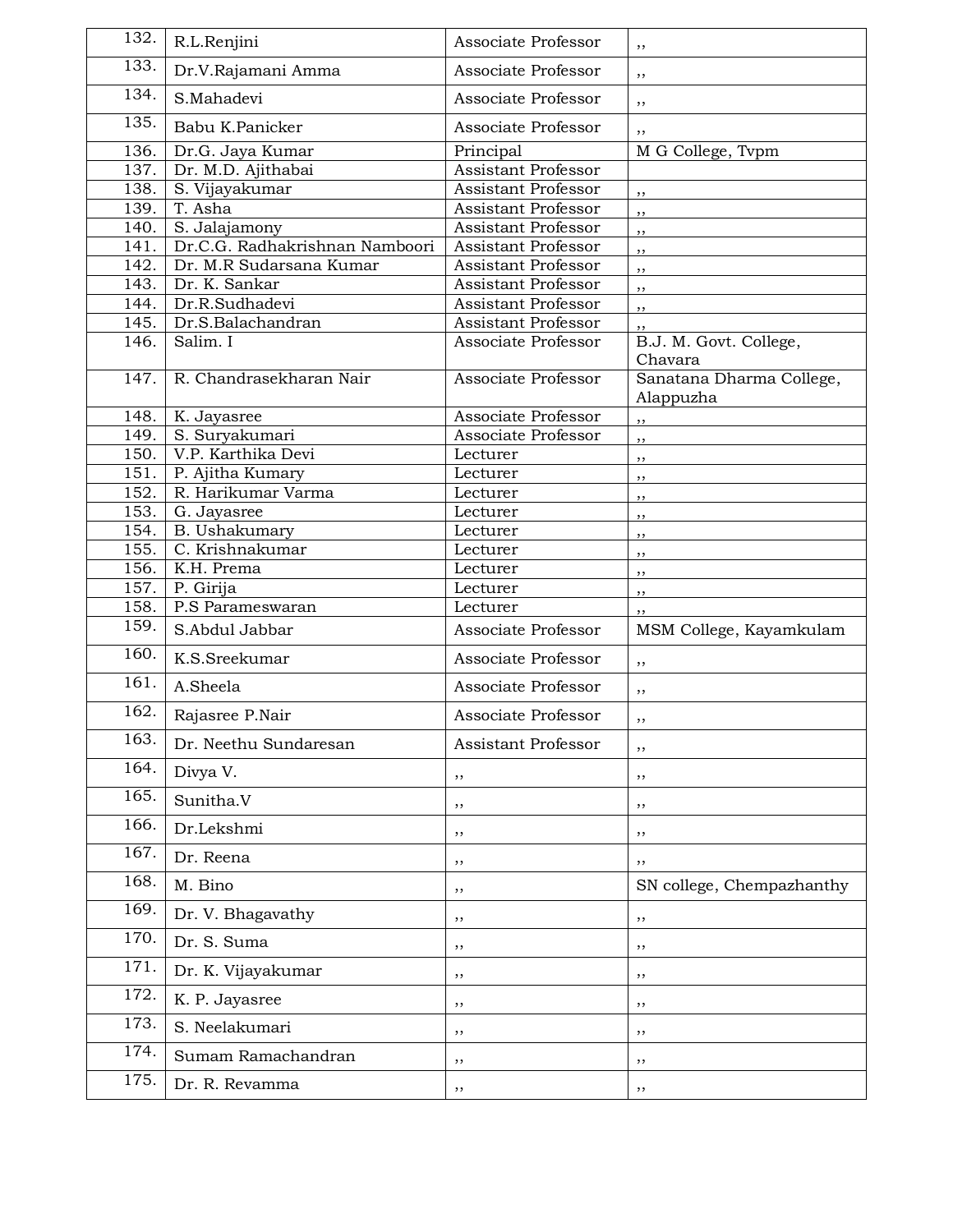| 132. | R.L.Renjini | Associate Professor | ,, |
|---|---|---|---|
| 133. | Dr.V.Rajamani Amma | Associate Professor | ,, |
| 134. | S.Mahadevi | Associate Professor | ,, |
| 135. | Babu K.Panicker | Associate Professor | ,, |
| 136. | Dr.G. Jaya Kumar | Principal | M G College, Tvpm |
| 137. | Dr. M.D. Ajithabai | Assistant Professor | |
| 138. | S. Vijayakumar | Assistant Professor | ,, |
| 139. | T. Asha | Assistant Professor | ,, |
| 140. | S. Jalajamony | Assistant Professor | ,, |
| 141. | Dr.C.G. Radhakrishnan Namboori | Assistant Professor | ,, |
| 142. | Dr. M.R Sudarsana Kumar | Assistant Professor | ,, |
| 143. | Dr. K. Sankar | Assistant Professor | ,, |
| 144. | Dr.R.Sudhadevi | Assistant Professor | ,, |
| 145. | Dr.S.Balachandran | Assistant Professor | ,, |
| 146. | Salim. I | Associate Professor | B.J. M. Govt. College, Chavara |
| 147. | R. Chandrasekharan Nair | Associate Professor | Sanatana Dharma College, Alappuzha |
| 148. | K. Jayasree | Associate Professor | ,, |
| 149. | S. Suryakumari | Associate Professor | ,, |
| 150. | V.P. Karthika Devi | Lecturer | ,, |
| 151. | P. Ajitha Kumary | Lecturer | ,, |
| 152. | R. Harikumar Varma | Lecturer | ,, |
| 153. | G. Jayasree | Lecturer | ,, |
| 154. | B. Ushakumary | Lecturer | ,, |
| 155. | C. Krishnakumar | Lecturer | ,, |
| 156. | K.H. Prema | Lecturer | ,, |
| 157. | P. Girija | Lecturer | ,, |
| 158. | P.S Parameswaran | Lecturer | ,, |
| 159. | S.Abdul Jabbar | Associate Professor | MSM College, Kayamkulam |
| 160. | K.S.Sreekumar | Associate Professor | ,, |
| 161. | A.Sheela | Associate Professor | ,, |
| 162. | Rajasree P.Nair | Associate Professor | ,, |
| 163. | Dr. Neethu Sundaresan | Assistant Professor | ,, |
| 164. | Divya V. | ,, | ,, |
| 165. | Sunitha.V | ,, | ,, |
| 166. | Dr.Lekshmi | ,, | ,, |
| 167. | Dr. Reena | ,, | ,, |
| 168. | M. Bino | ,, | SN college, Chempazhanthy |
| 169. | Dr. V. Bhagavathy | ,, | ,, |
| 170. | Dr. S. Suma | ,, | ,, |
| 171. | Dr. K. Vijayakumar | ,, | ,, |
| 172. | K. P. Jayasree | ,, | ,, |
| 173. | S. Neelakumari | ,, | ,, |
| 174. | Sumam Ramachandran | ,, | ,, |
| 175. | Dr. R. Revamma | ,, | ,, |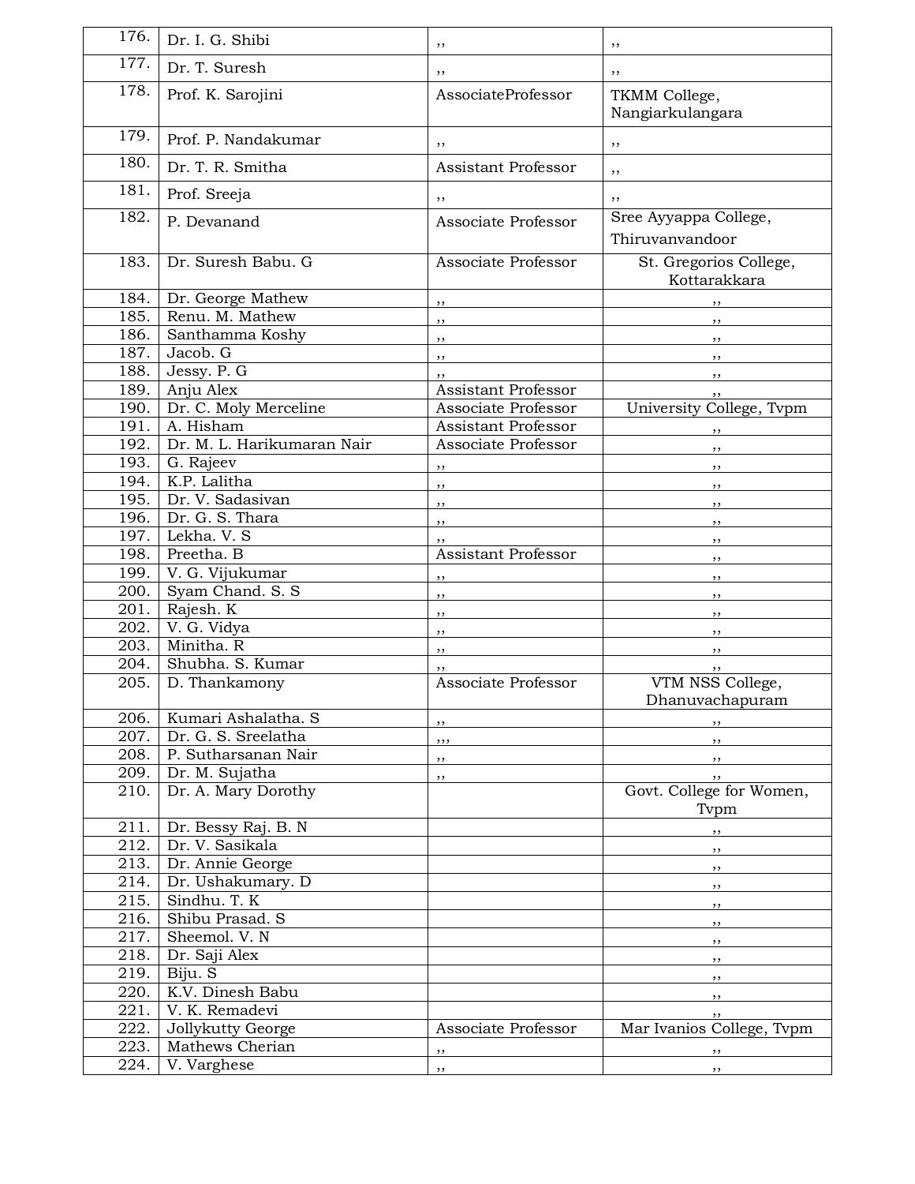| 176. | Dr. I. G. Shibi | ,, | ,, |
|---|---|---|---|
| 177. | Dr. T. Suresh | ,, | ,, |
| 178. | Prof. K. Sarojini | AssociateProfessor | TKMM College, Nangiarkulangara |
| 179. | Prof. P. Nandakumar | ,, | ,, |
| 180. | Dr. T. R. Smitha | Assistant Professor | ,, |
| 181. | Prof. Sreeja | ,, | ,, |
| 182. | P. Devanand | Associate Professor | Sree Ayyappa College, Thiruvanvandoor |
| 183. | Dr. Suresh Babu. G | Associate Professor | St. Gregorios College, Kottarakkara |
| 184. | Dr. George Mathew | ,, | ,, |
| 185. | Renu. M. Mathew | ,, | ,, |
| 186. | Santhamma Koshy | ,, | ,, |
| 187. | Jacob. G | ,, | ,, |
| 188. | Jessy. P. G | ,, | ,, |
| 189. | Anju Alex | Assistant Professor | ,, |
| 190. | Dr. C. Moly Merceline | Associate Professor | University College, Tvpm |
| 191. | A. Hisham | Assistant Professor | ,, |
| 192. | Dr. M. L. Harikumaran Nair | Associate Professor | ,, |
| 193. | G. Rajeev | ,, | ,, |
| 194. | K.P. Lalitha | ,, | ,, |
| 195. | Dr. V. Sadasivan | ,, | ,, |
| 196. | Dr. G. S. Thara | ,, | ,, |
| 197. | Lekha. V. S | ,, | ,, |
| 198. | Preetha. B | Assistant Professor | ,, |
| 199. | V. G. Vijukumar | ,, | ,, |
| 200. | Syam Chand. S. S | ,, | ,, |
| 201. | Rajesh. K | ,, | ,, |
| 202. | V. G. Vidya | ,, | ,, |
| 203. | Minitha. R | ,, | ,, |
| 204. | Shubha. S. Kumar | ,, | ,, |
| 205. | D. Thankamony | Associate Professor | VTM NSS College, Dhanuvachapuram |
| 206. | Kumari Ashalatha. S | ,, | ,, |
| 207. | Dr. G. S. Sreelatha | ,,, | ,, |
| 208. | P. Sutharsanan Nair | ,, | ,, |
| 209. | Dr. M. Sujatha | ,, | ,, |
| 210. | Dr. A. Mary Dorothy | | Govt. College for Women, Tvpm |
| 211. | Dr. Bessy Raj. B. N | | ,, |
| 212. | Dr. V. Sasikala | | ,, |
| 213. | Dr. Annie George | | ,, |
| 214. | Dr. Ushakumary. D | | ,, |
| 215. | Sindhu. T. K | | ,, |
| 216. | Shibu Prasad. S | | ,, |
| 217. | Sheemol. V. N | | ,, |
| 218. | Dr. Saji Alex | | ,, |
| 219. | Biju. S | | ,, |
| 220. | K.V. Dinesh Babu | | ,, |
| 221. | V. K. Remadevi | | ,, |
| 222. | Jollykutty George | Associate Professor | Mar Ivanios College, Tvpm |
| 223. | Mathews Cherian | ,, | ,, |
| 224. | V. Varghese | ,, | ,, |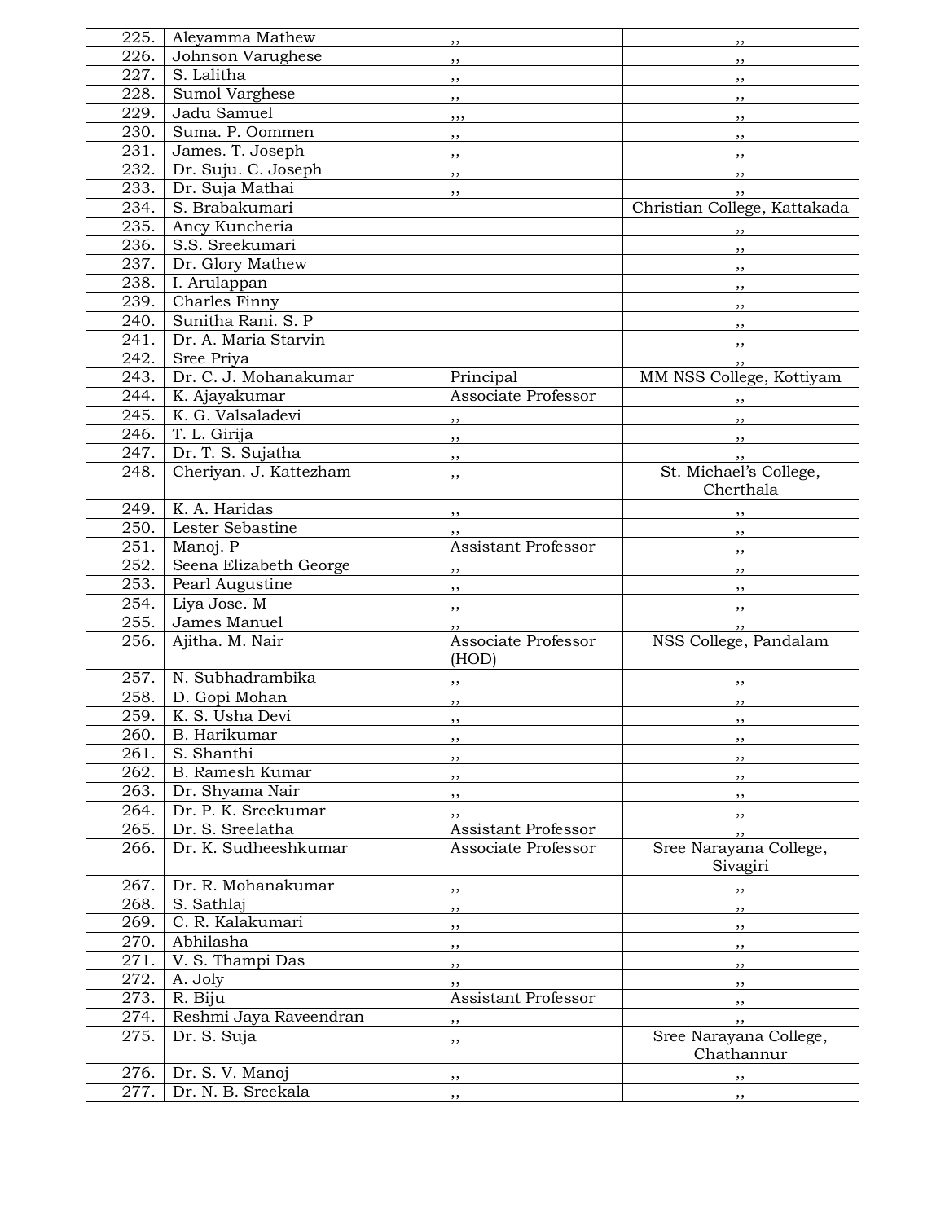| | | | |
|---|---|---|---|
| 225. | Aleyamma Mathew | ,, | ,, |
| 226. | Johnson Varughese | ,, | ,, |
| 227. | S. Lalitha | ,, | ,, |
| 228. | Sumol Varghese | ,, | ,, |
| 229. | Jadu Samuel | ,,, | ,, |
| 230. | Suma. P. Oommen | ,, | ,, |
| 231. | James. T. Joseph | ,, | ,, |
| 232. | Dr. Suju. C. Joseph | ,, | ,, |
| 233. | Dr. Suja Mathai | ,, | ,, |
| 234. | S. Brabakumari | | Christian College, Kattakada |
| 235. | Ancy Kuncheria | | ,, |
| 236. | S.S. Sreekumari | | ,, |
| 237. | Dr. Glory Mathew | | ,, |
| 238. | I. Arulappan | | ,, |
| 239. | Charles Finny | | ,, |
| 240. | Sunitha Rani. S. P | | ,, |
| 241. | Dr. A. Maria Starvin | | ,, |
| 242. | Sree Priya | | ,, |
| 243. | Dr. C. J. Mohanakumar | Principal | MM NSS College, Kottiyam |
| 244. | K. Ajayakumar | Associate Professor | ,, |
| 245. | K. G. Valsaladevi | ,, | ,, |
| 246. | T. L. Girija | ,, | ,, |
| 247. | Dr. T. S. Sujatha | ,, | ,, |
| 248. | Cheriyan. J. Kattezham | ,, | St. Michael's College, Cherthala |
| 249. | K. A. Haridas | ,, | ,, |
| 250. | Lester Sebastine | ,, | ,, |
| 251. | Manoj. P | Assistant Professor | ,, |
| 252. | Seena Elizabeth George | ,, | ,, |
| 253. | Pearl Augustine | ,, | ,, |
| 254. | Liya Jose. M | ,, | ,, |
| 255. | James Manuel | ,, | ,, |
| 256. | Ajitha. M. Nair | Associate Professor (HOD) | NSS College, Pandalam |
| 257. | N. Subhadrambika | ,, | ,, |
| 258. | D. Gopi Mohan | ,, | ,, |
| 259. | K. S. Usha Devi | ,, | ,, |
| 260. | B. Harikumar | ,, | ,, |
| 261. | S. Shanthi | ,, | ,, |
| 262. | B. Ramesh Kumar | ,, | ,, |
| 263. | Dr. Shyama Nair | ,, | ,, |
| 264. | Dr. P. K. Sreekumar | ,, | ,, |
| 265. | Dr. S. Sreelatha | Assistant Professor | ,, |
| 266. | Dr. K. Sudheeshkumar | Associate Professor | Sree Narayana College, Sivagiri |
| 267. | Dr. R. Mohanakumar | ,, | ,, |
| 268. | S. Sathlaj | ,, | ,, |
| 269. | C. R. Kalakumari | ,, | ,, |
| 270. | Abhilasha | ,, | ,, |
| 271. | V. S. Thampi Das | ,, | ,, |
| 272. | A. Joly | ,, | ,, |
| 273. | R. Biju | Assistant Professor | ,, |
| 274. | Reshmi Jaya Raveendran | ,, | ,, |
| 275. | Dr. S. Suja | ,, | Sree Narayana College, Chathannur |
| 276. | Dr. S. V. Manoj | ,, | ,, |
| 277. | Dr. N. B. Sreekala | ,, | ,, |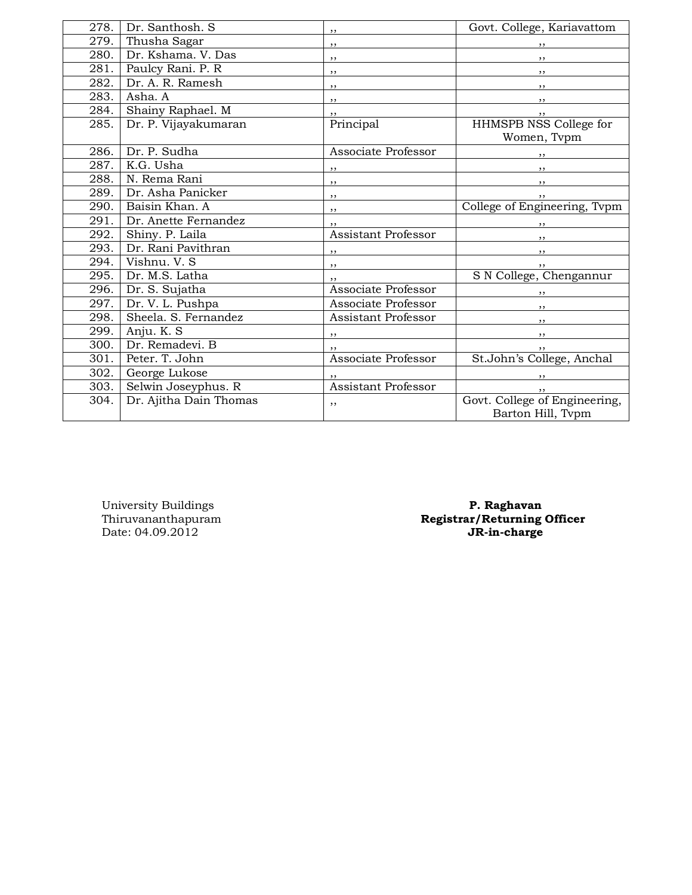| | | | |
|---|---|---|---|
| 278. | Dr. Santhosh. S | ,, | Govt. College, Kariavattom |
| 279. | Thusha Sagar | ,, | ,, |
| 280. | Dr. Kshama. V. Das | ,, | ,, |
| 281. | Paulcy Rani. P. R | ,, | ,, |
| 282. | Dr. A. R. Ramesh | ,, | ,, |
| 283. | Asha. A | ,, | ,, |
| 284. | Shainy Raphael. M | ,, | ,, |
| 285. | Dr. P. Vijayakumaran | Principal | HHMSPB NSS College for Women, Tvpm |
| 286. | Dr. P. Sudha | Associate Professor | ,, |
| 287. | K.G. Usha | ,, | ,, |
| 288. | N. Rema Rani | ,, | ,, |
| 289. | Dr. Asha Panicker | ,, | ,, |
| 290. | Baisin Khan. A | ,, | College of Engineering, Tvpm |
| 291. | Dr. Anette Fernandez | ,, | ,, |
| 292. | Shiny. P. Laila | Assistant Professor | ,, |
| 293. | Dr. Rani Pavithran | ,, | ,, |
| 294. | Vishnu. V. S | ,, | ,, |
| 295. | Dr. M.S. Latha | ,, | S N College, Chengannur |
| 296. | Dr. S. Sujatha | Associate Professor | ,, |
| 297. | Dr. V. L. Pushpa | Associate Professor | ,, |
| 298. | Sheela. S. Fernandez | Assistant Professor | ,, |
| 299. | Anju. K. S | ,, | ,, |
| 300. | Dr. Remadevi. B | ,, | ,, |
| 301. | Peter. T. John | Associate Professor | St.John's College, Anchal |
| 302. | George Lukose | ,, | ,, |
| 303. | Selwin Joseyphus. R | Assistant Professor | ,, |
| 304. | Dr. Ajitha Dain Thomas | ,, | Govt. College of Engineering, Barton Hill, Tvpm |

University Buildings
Thiruvananthapuram
Date: 04.09.2012

**P. Raghavan**
**Registrar/Returning Officer**
**JR-in-charge**